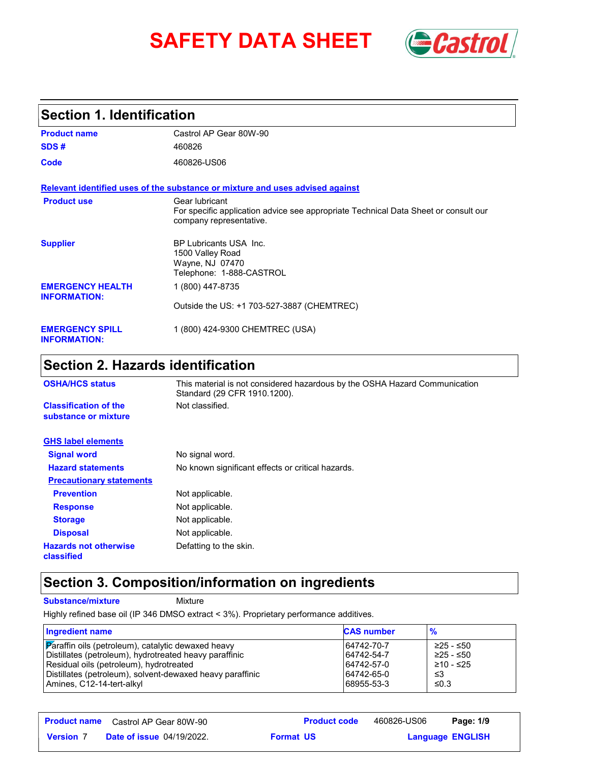# SAFETY DATA SHEET

## Section 1. Identification

**Product name** Castrol AP Gear 80W-90

**SDS #** 460826

**Code** 460826-US06

**Relevant identified uses of the substance or mixture and uses advised against**

**Product use** Gear lubricant
For specific application advice see appropriate Technical Data Sheet or consult our company representative.

**Supplier** BP Lubricants USA Inc.
1500 Valley Road
Wayne, NJ 07470
Telephone: 1-888-CASTROL

**EMERGENCY HEALTH INFORMATION:** 1 (800) 447-8735

Outside the US: +1 703-527-3887 (CHEMTREC)

**EMERGENCY SPILL INFORMATION:** 1 (800) 424-9300 CHEMTREC (USA)

## Section 2. Hazards identification

**OSHA/HCS status** This material is not considered hazardous by the OSHA Hazard Communication Standard (29 CFR 1910.1200).

**Classification of the substance or mixture** Not classified.

**GHS label elements**

**Signal word** No signal word.

**Hazard statements** No known significant effects or critical hazards.

**Precautionary statements**

**Prevention** Not applicable.

**Response** Not applicable.

**Storage** Not applicable.

**Disposal** Not applicable.

**Hazards not otherwise classified** Defatting to the skin.

## Section 3. Composition/information on ingredients

**Substance/mixture** Mixture

Highly refined base oil (IP 346 DMSO extract < 3%). Proprietary performance additives.

| Ingredient name | CAS number | % |
|---|---|---|
| Paraffin oils (petroleum), catalytic dewaxed heavy | 64742-70-7 | ≥25 - ≤50 |
| Distillates (petroleum), hydrotreated heavy paraffinic | 64742-54-7 | ≥25 - ≤50 |
| Residual oils (petroleum), hydrotreated | 64742-57-0 | ≥10 - ≤25 |
| Distillates (petroleum), solvent-dewaxed heavy paraffinic | 64742-65-0 | ≤3 |
| Amines, C12-14-tert-alkyl | 68955-53-3 | ≤0.3 |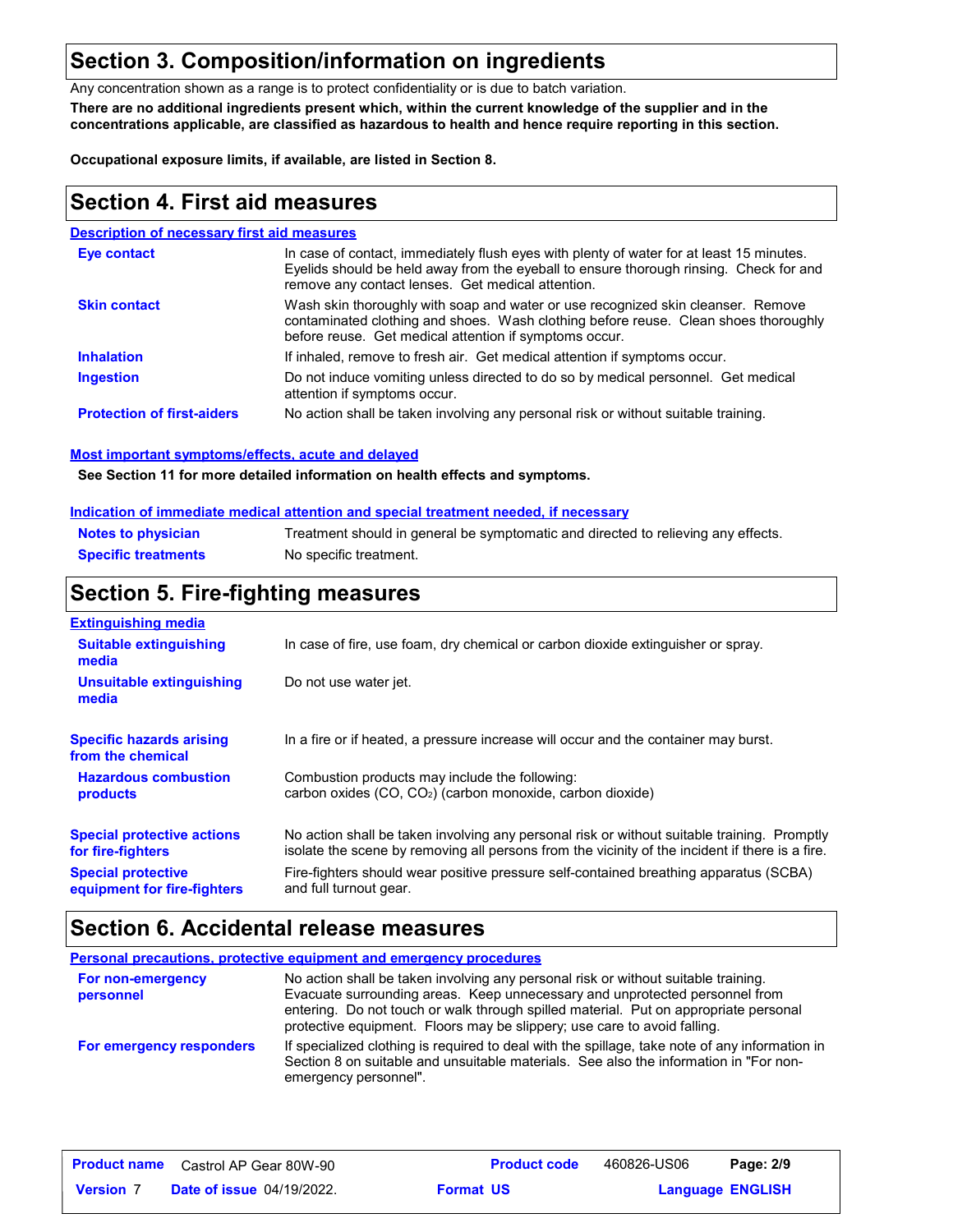## Section 3. Composition/information on ingredients

Any concentration shown as a range is to protect confidentiality or is due to batch variation.

**There are no additional ingredients present which, within the current knowledge of the supplier and in the concentrations applicable, are classified as hazardous to health and hence require reporting in this section.**

**Occupational exposure limits, if available, are listed in Section 8.**

## Section 4. First aid measures

### Description of necessary first aid measures

| | |
|---|---|
| **Eye contact** | In case of contact, immediately flush eyes with plenty of water for at least 15 minutes. Eyelids should be held away from the eyeball to ensure thorough rinsing. Check for and remove any contact lenses. Get medical attention. |
| **Skin contact** | Wash skin thoroughly with soap and water or use recognized skin cleanser. Remove contaminated clothing and shoes. Wash clothing before reuse. Clean shoes thoroughly before reuse. Get medical attention if symptoms occur. |
| **Inhalation** | If inhaled, remove to fresh air. Get medical attention if symptoms occur. |
| **Ingestion** | Do not induce vomiting unless directed to do so by medical personnel. Get medical attention if symptoms occur. |
| **Protection of first-aiders** | No action shall be taken involving any personal risk or without suitable training. |

### Most important symptoms/effects, acute and delayed

**See Section 11 for more detailed information on health effects and symptoms.**

### Indication of immediate medical attention and special treatment needed, if necessary

| | |
|---|---|
| **Notes to physician** | Treatment should in general be symptomatic and directed to relieving any effects. |
| **Specific treatments** | No specific treatment. |

## Section 5. Fire-fighting measures

### Extinguishing media

| | |
|---|---|
| **Suitable extinguishing media** | In case of fire, use foam, dry chemical or carbon dioxide extinguisher or spray. |
| **Unsuitable extinguishing media** | Do not use water jet. |
| **Specific hazards arising from the chemical** | In a fire or if heated, a pressure increase will occur and the container may burst. |
| **Hazardous combustion products** | Combustion products may include the following: carbon oxides (CO, $CO_2$) (carbon monoxide, carbon dioxide) |
| **Special protective actions for fire-fighters** | No action shall be taken involving any personal risk or without suitable training. Promptly isolate the scene by removing all persons from the vicinity of the incident if there is a fire. |
| **Special protective equipment for fire-fighters** | Fire-fighters should wear positive pressure self-contained breathing apparatus (SCBA) and full turnout gear. |

## Section 6. Accidental release measures

### Personal precautions, protective equipment and emergency procedures

| | |
|---|---|
| **For non-emergency personnel** | No action shall be taken involving any personal risk or without suitable training. Evacuate surrounding areas. Keep unnecessary and unprotected personnel from entering. Do not touch or walk through spilled material. Put on appropriate personal protective equipment. Floors may be slippery; use care to avoid falling. |
| **For emergency responders** | If specialized clothing is required to deal with the spillage, take note of any information in Section 8 on suitable and unsuitable materials. See also the information in "For non-emergency personnel". |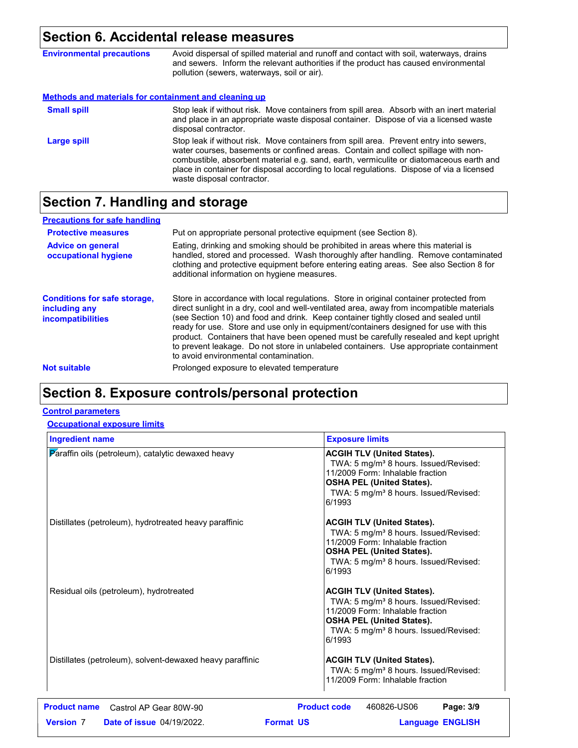## Section 6. Accidental release measures

**Environmental precautions**

Avoid dispersal of spilled material and runoff and contact with soil, waterways, drains and sewers. Inform the relevant authorities if the product has caused environmental pollution (sewers, waterways, soil or air).

### Methods and materials for containment and cleaning up

**Small spill**

Stop leak if without risk. Move containers from spill area. Absorb with an inert material and place in an appropriate waste disposal container. Dispose of via a licensed waste disposal contractor.

**Large spill**

Stop leak if without risk. Move containers from spill area. Prevent entry into sewers, water courses, basements or confined areas. Contain and collect spillage with non-combustible, absorbent material e.g. sand, earth, vermiculite or diatomaceous earth and place in container for disposal according to local regulations. Dispose of via a licensed waste disposal contractor.

## Section 7. Handling and storage

### Precautions for safe handling

**Protective measures**

Put on appropriate personal protective equipment (see Section 8).

**Advice on general occupational hygiene**

Eating, drinking and smoking should be prohibited in areas where this material is handled, stored and processed. Wash thoroughly after handling. Remove contaminated clothing and protective equipment before entering eating areas. See also Section 8 for additional information on hygiene measures.

**Conditions for safe storage, including any incompatibilities**

Store in accordance with local regulations. Store in original container protected from direct sunlight in a dry, cool and well-ventilated area, away from incompatible materials (see Section 10) and food and drink. Keep container tightly closed and sealed until ready for use. Store and use only in equipment/containers designed for use with this product. Containers that have been opened must be carefully resealed and kept upright to prevent leakage. Do not store in unlabeled containers. Use appropriate containment to avoid environmental contamination.

**Not suitable**

Prolonged exposure to elevated temperature

## Section 8. Exposure controls/personal protection

### Control parameters

#### Occupational exposure limits

| Ingredient name | Exposure limits |
|---|---|
| Paraffin oils (petroleum), catalytic dewaxed heavy | **ACGIH TLV (United States).** TWA: 5 mg/m³ 8 hours. Issued/Revised: 11/2009 Form: Inhalable fraction **OSHA PEL (United States).** TWA: 5 mg/m³ 8 hours. Issued/Revised: 6/1993 |
| Distillates (petroleum), hydrotreated heavy paraffinic | **ACGIH TLV (United States).** TWA: 5 mg/m³ 8 hours. Issued/Revised: 11/2009 Form: Inhalable fraction **OSHA PEL (United States).** TWA: 5 mg/m³ 8 hours. Issued/Revised: 6/1993 |
| Residual oils (petroleum), hydrotreated | **ACGIH TLV (United States).** TWA: 5 mg/m³ 8 hours. Issued/Revised: 11/2009 Form: Inhalable fraction **OSHA PEL (United States).** TWA: 5 mg/m³ 8 hours. Issued/Revised: 6/1993 |
| Distillates (petroleum), solvent-dewaxed heavy paraffinic | **ACGIH TLV (United States).** TWA: 5 mg/m³ 8 hours. Issued/Revised: 11/2009 Form: Inhalable fraction |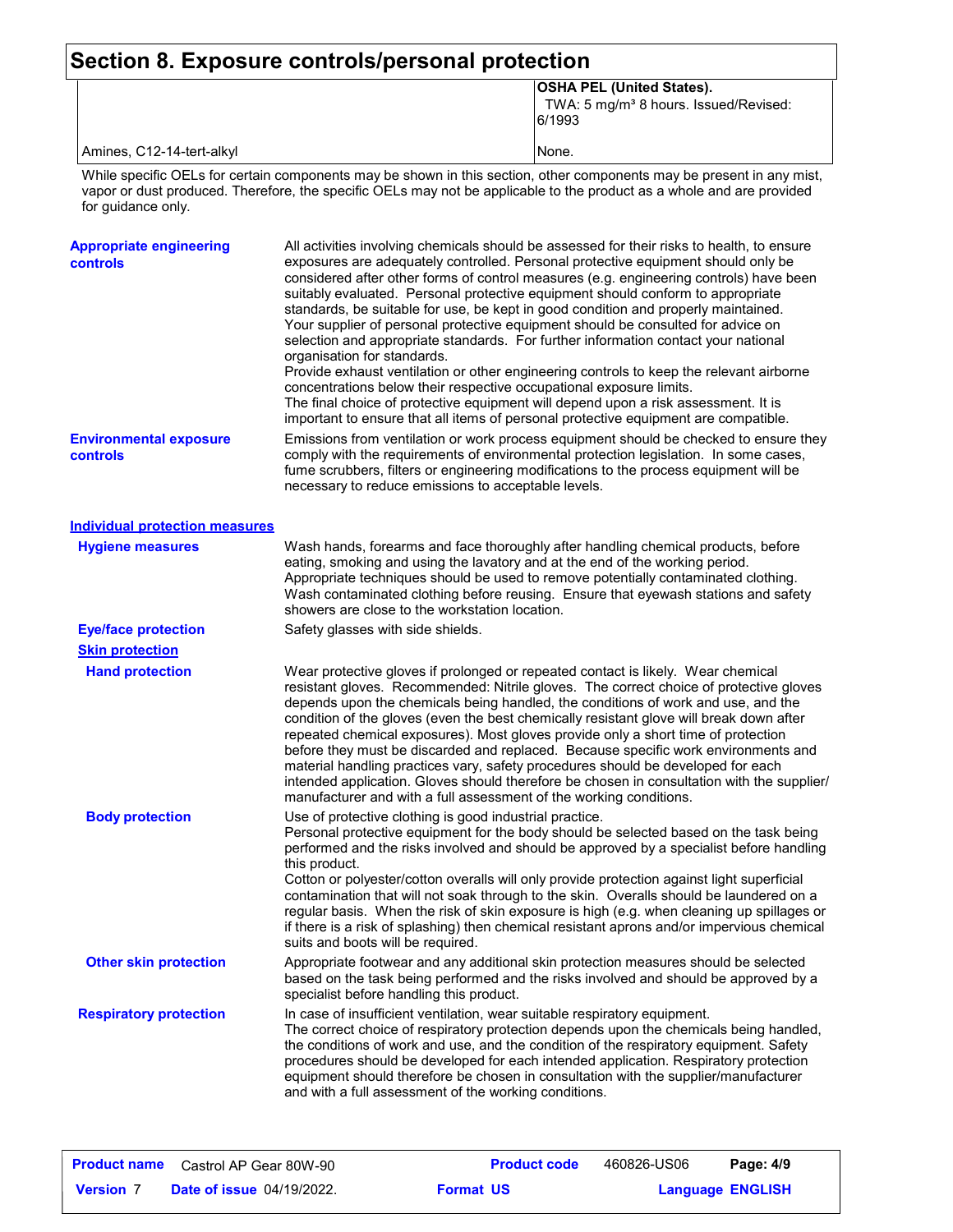# Section 8. Exposure controls/personal protection

| | |
|---|---|
| | **OSHA PEL (United States).** TWA: 5 mg/m³ 8 hours. Issued/Revised: 6/1993 |
| Amines, C12-14-tert-alkyl | None. |

While specific OELs for certain components may be shown in this section, other components may be present in any mist, vapor or dust produced. Therefore, the specific OELs may not be applicable to the product as a whole and are provided for guidance only.

**Appropriate engineering controls**

All activities involving chemicals should be assessed for their risks to health, to ensure exposures are adequately controlled. Personal protective equipment should only be considered after other forms of control measures (e.g. engineering controls) have been suitably evaluated. Personal protective equipment should conform to appropriate standards, be suitable for use, be kept in good condition and properly maintained. Your supplier of personal protective equipment should be consulted for advice on selection and appropriate standards. For further information contact your national organisation for standards.
Provide exhaust ventilation or other engineering controls to keep the relevant airborne concentrations below their respective occupational exposure limits.
The final choice of protective equipment will depend upon a risk assessment. It is important to ensure that all items of personal protective equipment are compatible.

**Environmental exposure controls**

Emissions from ventilation or work process equipment should be checked to ensure they comply with the requirements of environmental protection legislation. In some cases, fume scrubbers, filters or engineering modifications to the process equipment will be necessary to reduce emissions to acceptable levels.

## Individual protection measures

**Hygiene measures**

Wash hands, forearms and face thoroughly after handling chemical products, before eating, smoking and using the lavatory and at the end of the working period. Appropriate techniques should be used to remove potentially contaminated clothing. Wash contaminated clothing before reusing. Ensure that eyewash stations and safety showers are close to the workstation location.

**Eye/face protection**

Safety glasses with side shields.

### Skin protection

**Hand protection**

Wear protective gloves if prolonged or repeated contact is likely. Wear chemical resistant gloves. Recommended: Nitrile gloves. The correct choice of protective gloves depends upon the chemicals being handled, the conditions of work and use, and the condition of the gloves (even the best chemically resistant glove will break down after repeated chemical exposures). Most gloves provide only a short time of protection before they must be discarded and replaced. Because specific work environments and material handling practices vary, safety procedures should be developed for each intended application. Gloves should therefore be chosen in consultation with the supplier/manufacturer and with a full assessment of the working conditions.

**Body protection**

Use of protective clothing is good industrial practice.
Personal protective equipment for the body should be selected based on the task being performed and the risks involved and should be approved by a specialist before handling this product.
Cotton or polyester/cotton overalls will only provide protection against light superficial contamination that will not soak through to the skin. Overalls should be laundered on a regular basis. When the risk of skin exposure is high (e.g. when cleaning up spillages or if there is a risk of splashing) then chemical resistant aprons and/or impervious chemical suits and boots will be required.

**Other skin protection**

Appropriate footwear and any additional skin protection measures should be selected based on the task being performed and the risks involved and should be approved by a specialist before handling this product.

**Respiratory protection**

In case of insufficient ventilation, wear suitable respiratory equipment.
The correct choice of respiratory protection depends upon the chemicals being handled, the conditions of work and use, and the condition of the respiratory equipment. Safety procedures should be developed for each intended application. Respiratory protection equipment should therefore be chosen in consultation with the supplier/manufacturer and with a full assessment of the working conditions.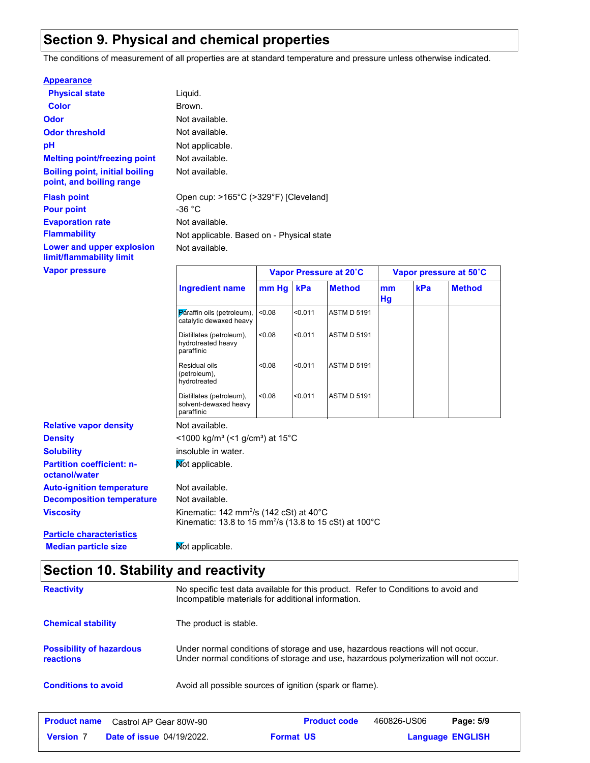## Section 9. Physical and chemical properties

The conditions of measurement of all properties are at standard temperature and pressure unless otherwise indicated.

**Appearance**

| | |
|---|---|
| **Physical state** | Liquid. |
| **Color** | Brown. |
| **Odor** | Not available. |
| **Odor threshold** | Not available. |
| **pH** | Not applicable. |
| **Melting point/freezing point** | Not available. |
| **Boiling point, initial boiling point, and boiling range** | Not available. |
| **Flash point** | Open cup: >165°C (>329°F) [Cleveland] |
| **Pour point** | -36 °C |
| **Evaporation rate** | Not available. |
| **Flammability** | Not applicable. Based on - Physical state |
| **Lower and upper explosion limit/flammability limit** | Not available. |

**Vapor pressure**

| Ingredient name | Vapor Pressure at 20˚C | | | Vapor pressure at 50˚C | | |
|---|---|---|---|---|---|---|
| | mm Hg | kPa | Method | mm Hg | kPa | Method |
| Paraffin oils (petroleum), catalytic dewaxed heavy | <0.08 | <0.011 | ASTM D 5191 | | | |
| Distillates (petroleum), hydrotreated heavy paraffinic | <0.08 | <0.011 | ASTM D 5191 | | | |
| Residual oils (petroleum), hydrotreated | <0.08 | <0.011 | ASTM D 5191 | | | |
| Distillates (petroleum), solvent-dewaxed heavy paraffinic | <0.08 | <0.011 | ASTM D 5191 | | | |

| | |
|---|---|
| **Relative vapor density** | Not available. |
| **Density** | <1000 kg/m³ (<1 g/cm³) at 15°C |
| **Solubility** | insoluble in water. |
| **Partition coefficient: n-octanol/water** | Not applicable. |
| **Auto-ignition temperature** | Not available. |
| **Decomposition temperature** | Not available. |
| **Viscosity** | Kinematic: 142 mm²/s (142 cSt) at 40°C<br>Kinematic: 13.8 to 15 mm²/s (13.8 to 15 cSt) at 100°C |

**Particle characteristics**

| | |
|---|---|
| **Median particle size** | Not applicable. |

## Section 10. Stability and reactivity

| | |
|---|---|
| **Reactivity** | No specific test data available for this product. Refer to Conditions to avoid and Incompatible materials for additional information. |
| **Chemical stability** | The product is stable. |
| **Possibility of hazardous reactions** | Under normal conditions of storage and use, hazardous reactions will not occur.<br>Under normal conditions of storage and use, hazardous polymerization will not occur. |
| **Conditions to avoid** | Avoid all possible sources of ignition (spark or flame). |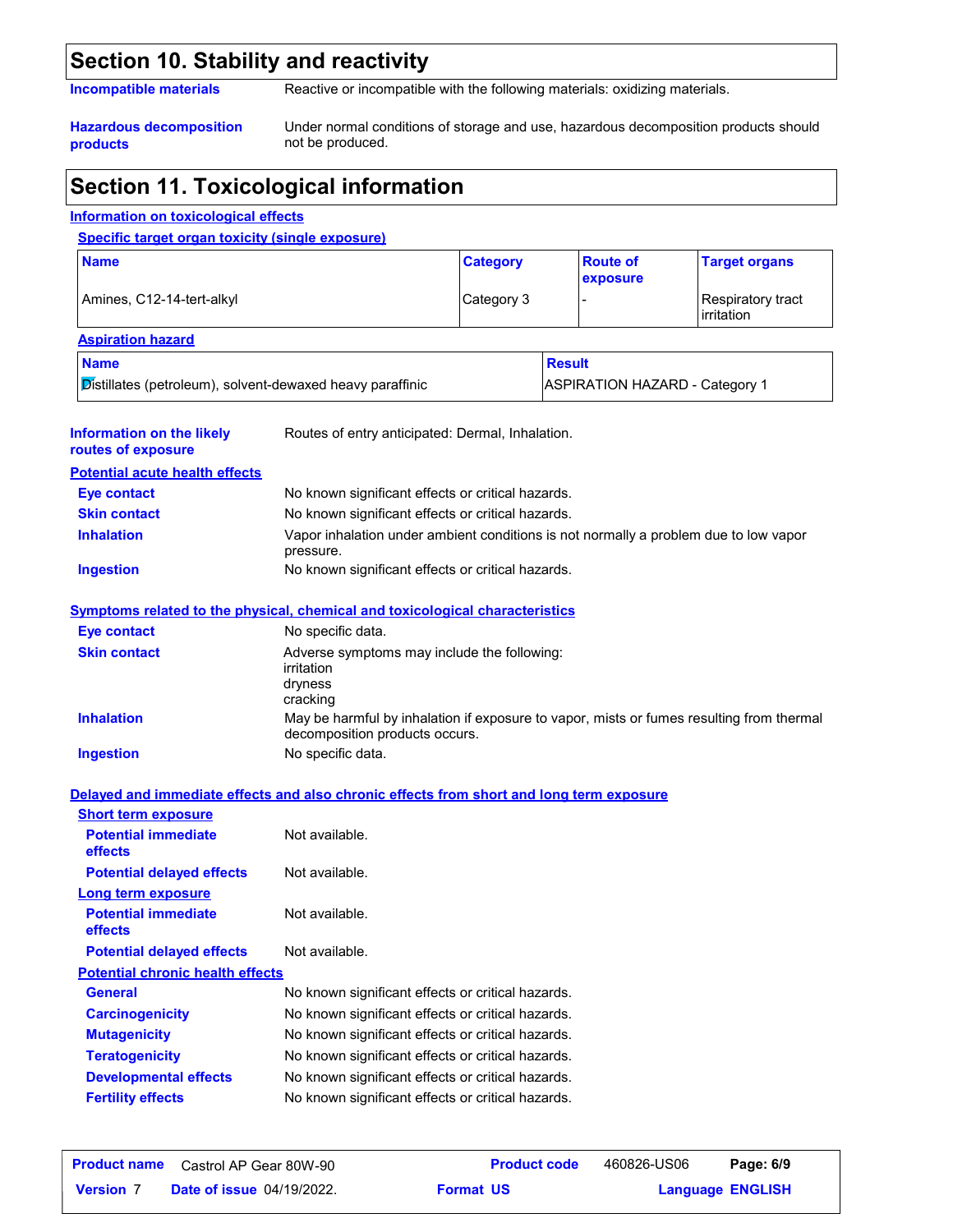## Section 10. Stability and reactivity

**Incompatible materials** Reactive or incompatible with the following materials: oxidizing materials.

**Hazardous decomposition products** Under normal conditions of storage and use, hazardous decomposition products should not be produced.

## Section 11. Toxicological information

### Information on toxicological effects

**Specific target organ toxicity (single exposure)**

| Name | Category | Route of exposure | Target organs |
|---|---|---|---|
| Amines, C12-14-tert-alkyl | Category 3 | - | Respiratory tract irritation |

**Aspiration hazard**

| Name | Result |
|---|---|
| Distillates (petroleum), solvent-dewaxed heavy paraffinic | ASPIRATION HAZARD - Category 1 |

**Information on the likely routes of exposure** Routes of entry anticipated: Dermal, Inhalation.

**Potential acute health effects**

**Eye contact** No known significant effects or critical hazards.

**Skin contact** No known significant effects or critical hazards.

**Inhalation** Vapor inhalation under ambient conditions is not normally a problem due to low vapor pressure.

**Ingestion** No known significant effects or critical hazards.

**Symptoms related to the physical, chemical and toxicological characteristics**

**Eye contact** No specific data.

**Skin contact** Adverse symptoms may include the following:
irritation
dryness
cracking

**Inhalation** May be harmful by inhalation if exposure to vapor, mists or fumes resulting from thermal decomposition products occurs.

**Ingestion** No specific data.

**Delayed and immediate effects and also chronic effects from short and long term exposure**

**Short term exposure**

**Potential immediate effects** Not available.

**Potential delayed effects** Not available.

**Long term exposure**

**Potential immediate effects** Not available.

**Potential delayed effects** Not available.

**Potential chronic health effects**

**General** No known significant effects or critical hazards.

**Carcinogenicity** No known significant effects or critical hazards.

**Mutagenicity** No known significant effects or critical hazards.

**Teratogenicity** No known significant effects or critical hazards.

**Developmental effects** No known significant effects or critical hazards.

**Fertility effects** No known significant effects or critical hazards.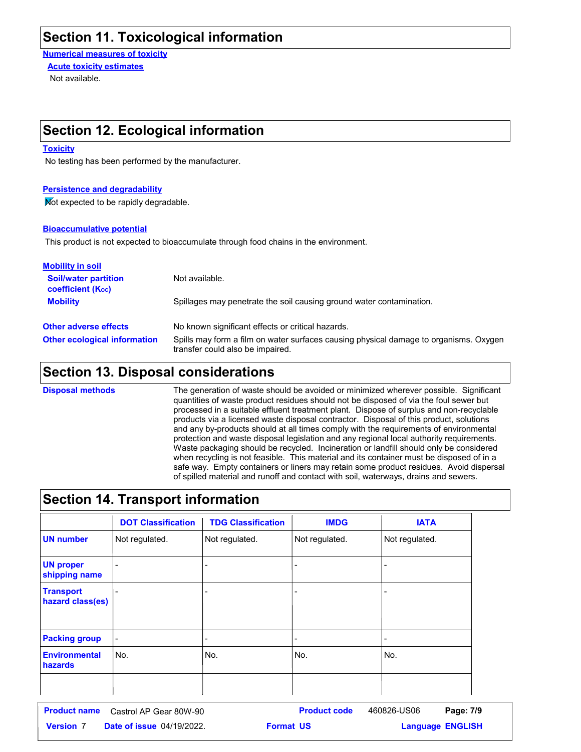## Section 11. Toxicological information

**Numerical measures of toxicity**

**Acute toxicity estimates**

Not available.

## Section 12. Ecological information

**Toxicity**

No testing has been performed by the manufacturer.

**Persistence and degradability**

Not expected to be rapidly degradable.

**Bioaccumulative potential**

This product is not expected to bioaccumulate through food chains in the environment.

**Mobility in soil**

| | |
|---|---|
| **Soil/water partition coefficient ($K_{OC}$)** | Not available. |
| **Mobility** | Spillages may penetrate the soil causing ground water contamination. |

| | |
|---|---|
| **Other adverse effects** | No known significant effects or critical hazards. |
| **Other ecological information** | Spills may form a film on water surfaces causing physical damage to organisms. Oxygen transfer could also be impaired. |

## Section 13. Disposal considerations

**Disposal methods**

The generation of waste should be avoided or minimized wherever possible. Significant quantities of waste product residues should not be disposed of via the foul sewer but processed in a suitable effluent treatment plant. Dispose of surplus and non-recyclable products via a licensed waste disposal contractor. Disposal of this product, solutions and any by-products should at all times comply with the requirements of environmental protection and waste disposal legislation and any regional local authority requirements. Waste packaging should be recycled. Incineration or landfill should only be considered when recycling is not feasible. This material and its container must be disposed of in a safe way. Empty containers or liners may retain some product residues. Avoid dispersal of spilled material and runoff and contact with soil, waterways, drains and sewers.

## Section 14. Transport information

| | DOT Classification | TDG Classification | IMDG | IATA |
|---|---|---|---|---|
| **UN number** | Not regulated. | Not regulated. | Not regulated. | Not regulated. |
| **UN proper shipping name** | - | - | - | - |
| **Transport hazard class(es)** | - | - | - | - |
| **Packing group** | - | - | - | - |
| **Environmental hazards** | No. | No. | No. | No. |
| | | | | |

| | | | |
|---|---|---|---|
| **Product name** | Castrol AP Gear 80W-90 | **Product code** | 460826-US06 |
| **Version** 7 | **Date of issue** 04/19/2022. | **Format** US | **Language** ENGLISH |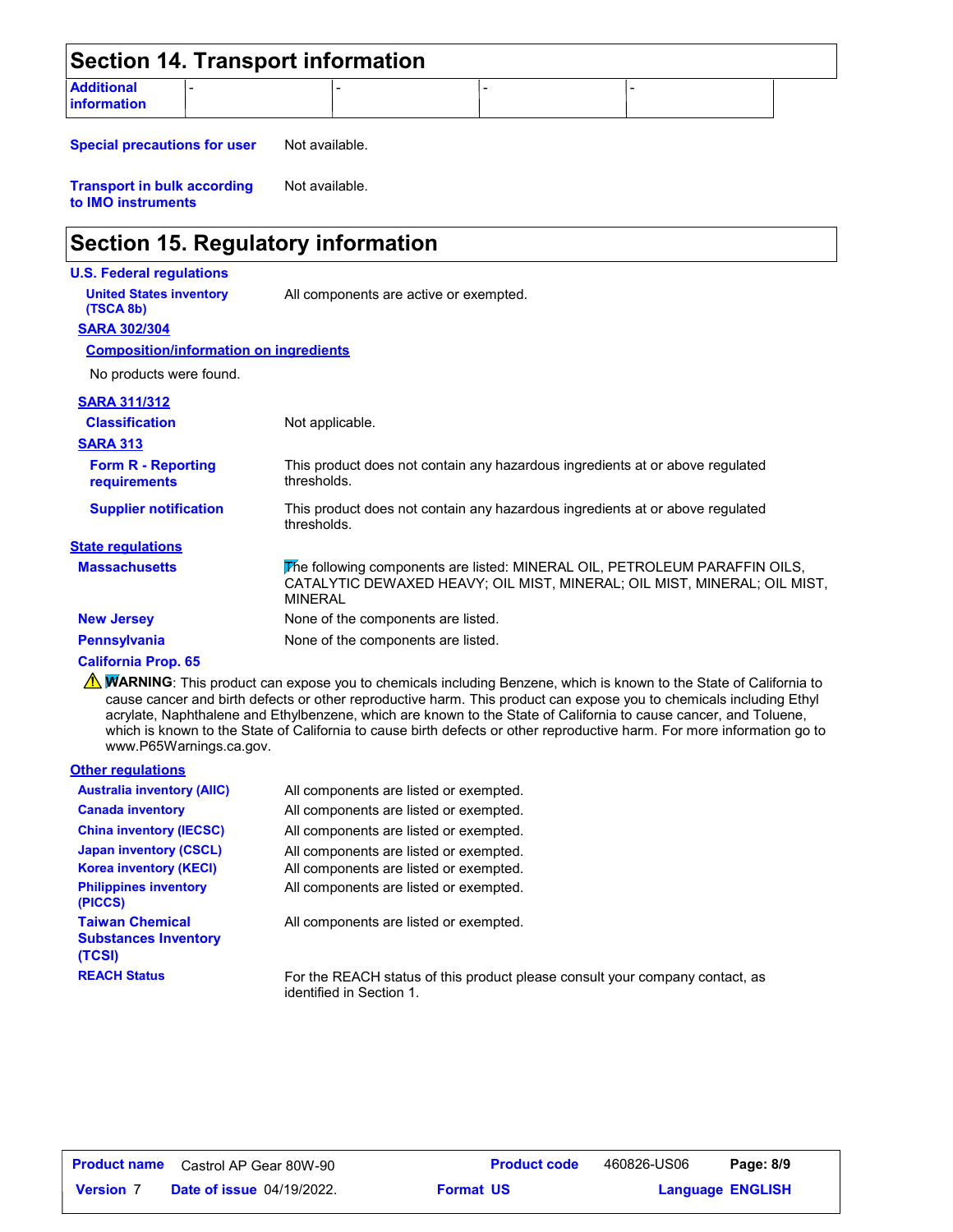## Section 14. Transport information

| Additional information | - | - | - | - |
|---|---|---|---|---|

**Special precautions for user** Not available.

**Transport in bulk according to IMO instruments** Not available.

## Section 15. Regulatory information

**U.S. Federal regulations**

**United States inventory (TSCA 8b)** All components are active or exempted.

**SARA 302/304**

**Composition/information on ingredients**

No products were found.

**SARA 311/312**

**Classification** Not applicable.

**SARA 313**

**Form R - Reporting requirements** This product does not contain any hazardous ingredients at or above regulated thresholds.

**Supplier notification** This product does not contain any hazardous ingredients at or above regulated thresholds.

**State regulations**

**Massachusetts** The following components are listed: MINERAL OIL, PETROLEUM PARAFFIN OILS, CATALYTIC DEWAXED HEAVY; OIL MIST, MINERAL; OIL MIST, MINERAL; OIL MIST, MINERAL

**New Jersey** None of the components are listed.

**Pennsylvania** None of the components are listed.

**California Prop. 65**

⚠ **WARNING**: This product can expose you to chemicals including Benzene, which is known to the State of California to cause cancer and birth defects or other reproductive harm. This product can expose you to chemicals including Ethyl acrylate, Naphthalene and Ethylbenzene, which are known to the State of California to cause cancer, and Toluene, which is known to the State of California to cause birth defects or other reproductive harm. For more information go to www.P65Warnings.ca.gov.

**Other regulations**

**Australia inventory (AIIC)** All components are listed or exempted.

**Canada inventory** All components are listed or exempted.

**China inventory (IECSC)** All components are listed or exempted.

**Japan inventory (CSCL)** All components are listed or exempted.

**Korea inventory (KECI)** All components are listed or exempted.

**Philippines inventory (PICCS)** All components are listed or exempted.

**Taiwan Chemical Substances Inventory (TCSI)** All components are listed or exempted.

**REACH Status** For the REACH status of this product please consult your company contact, as identified in Section 1.

| **Product name** | Castrol AP Gear 80W-90 | **Product code** | 460826-US06 | **Page: 8/9** |
|---|---|---|---|---|
| **Version** 7 | **Date of issue** 04/19/2022. | **Format** US | **Language** ENGLISH | |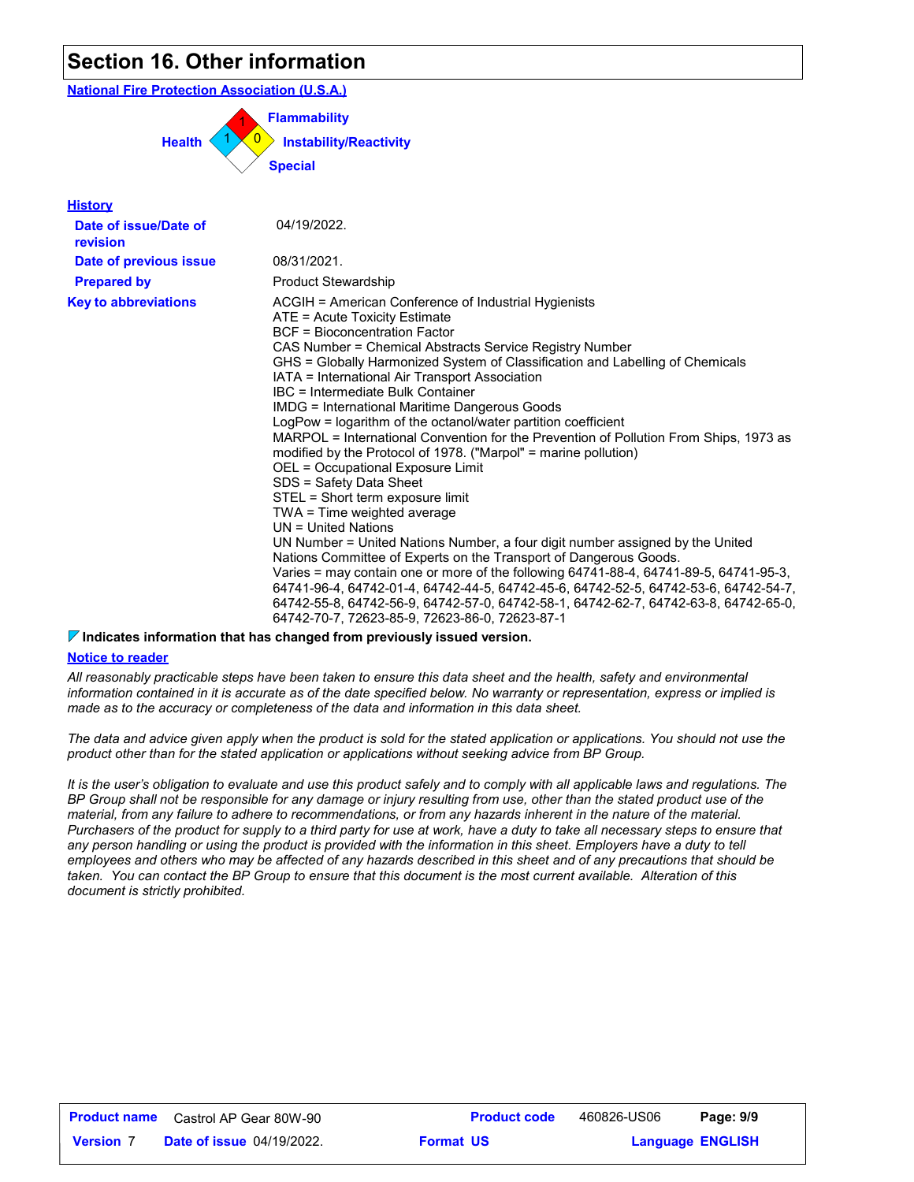# Section 16. Other information

**National Fire Protection Association (U.S.A.)**

Flammability: 1
Health: 1
Instability/Reactivity: 0
Special

**History**

| | |
|---|---|
| **Date of issue/Date of revision** | 04/19/2022. |
| **Date of previous issue** | 08/31/2021. |
| **Prepared by** | Product Stewardship |
| **Key to abbreviations** | ACGIH = American Conference of Industrial Hygienists<br>ATE = Acute Toxicity Estimate<br>BCF = Bioconcentration Factor<br>CAS Number = Chemical Abstracts Service Registry Number<br>GHS = Globally Harmonized System of Classification and Labelling of Chemicals<br>IATA = International Air Transport Association<br>IBC = Intermediate Bulk Container<br>IMDG = International Maritime Dangerous Goods<br>LogPow = logarithm of the octanol/water partition coefficient<br>MARPOL = International Convention for the Prevention of Pollution From Ships, 1973 as modified by the Protocol of 1978. ("Marpol" = marine pollution)<br>OEL = Occupational Exposure Limit<br>SDS = Safety Data Sheet<br>STEL = Short term exposure limit<br>TWA = Time weighted average<br>UN = United Nations<br>UN Number = United Nations Number, a four digit number assigned by the United Nations Committee of Experts on the Transport of Dangerous Goods.<br>Varies = may contain one or more of the following 64741-88-4, 64741-89-5, 64741-95-3, 64741-96-4, 64742-01-4, 64742-44-5, 64742-45-6, 64742-52-5, 64742-53-6, 64742-54-7, 64742-55-8, 64742-56-9, 64742-57-0, 64742-58-1, 64742-62-7, 64742-63-8, 64742-65-0, 64742-70-7, 72623-85-9, 72623-86-0, 72623-87-1 |

**Indicates information that has changed from previously issued version.**

**Notice to reader**

*All reasonably practicable steps have been taken to ensure this data sheet and the health, safety and environmental information contained in it is accurate as of the date specified below. No warranty or representation, express or implied is made as to the accuracy or completeness of the data and information in this data sheet.*

*The data and advice given apply when the product is sold for the stated application or applications. You should not use the product other than for the stated application or applications without seeking advice from BP Group.*

*It is the user's obligation to evaluate and use this product safely and to comply with all applicable laws and regulations. The BP Group shall not be responsible for any damage or injury resulting from use, other than the stated product use of the material, from any failure to adhere to recommendations, or from any hazards inherent in the nature of the material. Purchasers of the product for supply to a third party for use at work, have a duty to take all necessary steps to ensure that any person handling or using the product is provided with the information in this sheet. Employers have a duty to tell employees and others who may be affected of any hazards described in this sheet and of any precautions that should be taken. You can contact the BP Group to ensure that this document is the most current available. Alteration of this document is strictly prohibited.*